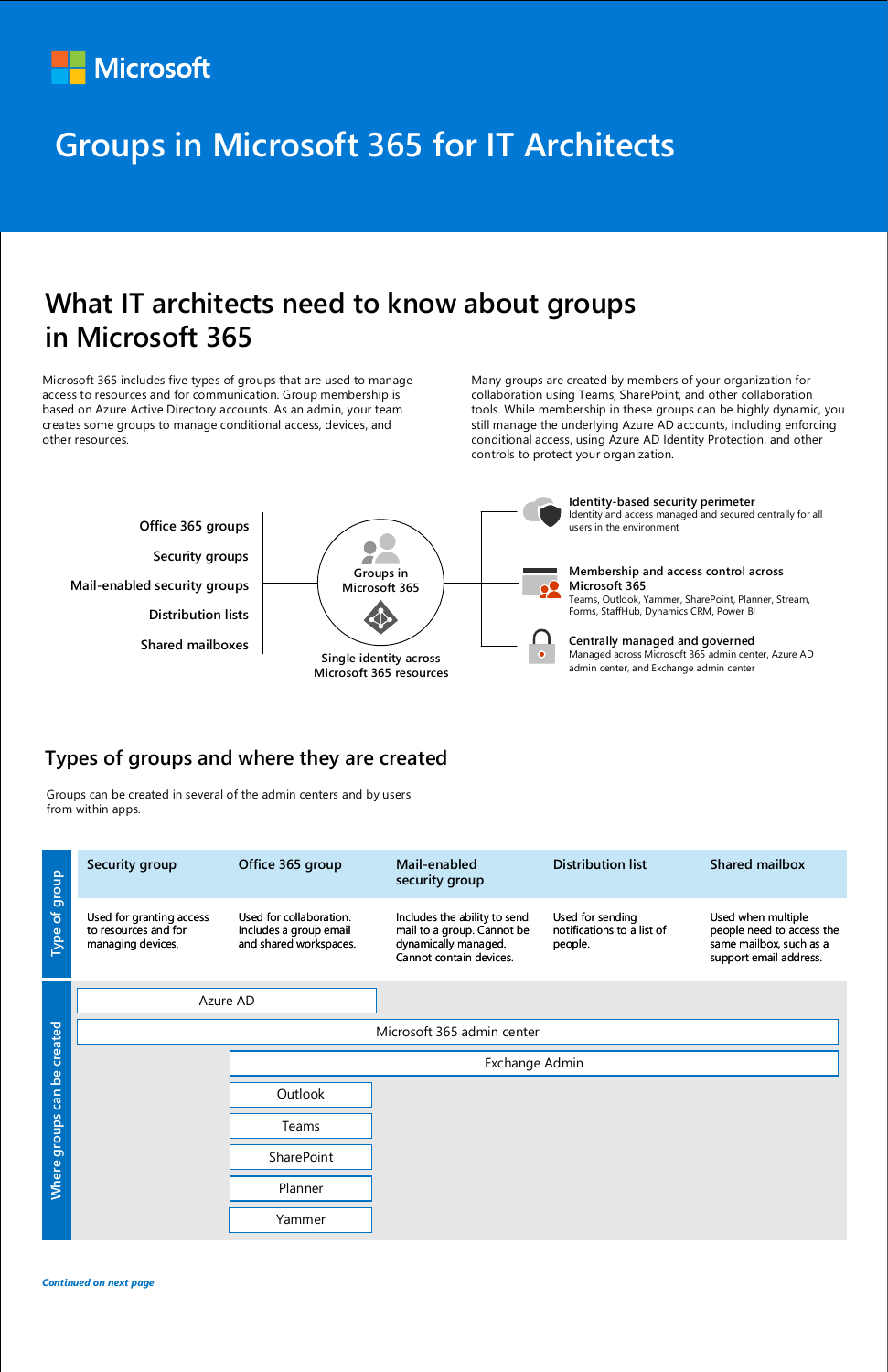Microsoft

# Groups in Microsoft 365 for IT Architects

## What IT architects need to know about groups in Microsoft 365

Microsoft 365 includes five types of groups that are used to manage access to resources and for communication. Group membership is based on Azure Active Directory accounts. As an admin, your team creates some groups to manage conditional access, devices, and other resources.

Many groups are created by members of your organization for collaboration using Teams, SharePoint, and other collaboration tools. While membership in these groups can be highly dynamic, you still manage the underlying Azure AD accounts, including enforcing conditional access, using Azure AD Identity Protection, and other controls to protect your organization.

- Office 365 groups
- Security groups
- Mail-enabled security groups
- Distribution lists
- Shared mailboxes

Groups in Microsoft 365

Single identity across Microsoft 365 resources

**Identity-based security perimeter**
Identity and access managed and secured centrally for all users in the environment

**Membership and access control across Microsoft 365**
Teams, Outlook, Yammer, SharePoint, Planner, Stream, Forms, StaffHub, Dynamics CRM, Power BI

**Centrally managed and governed**
Managed across Microsoft 365 admin center, Azure AD admin center, and Exchange admin center

## Types of groups and where they are created

Groups can be created in several of the admin centers and by users from within apps.

| | Security group | Office 365 group | Mail-enabled security group | Distribution list | Shared mailbox |
|---|---|---|---|---|---|
| Type of group | Used for granting access to resources and for managing devices. | Used for collaboration. Includes a group email and shared workspaces. | Includes the ability to send mail to a group. Cannot be dynamically managed. Cannot contain devices. | Used for sending notifications to a list of people. | Used when multiple people need to access the same mailbox, such as a support email address. |
| Where groups can be created | Azure AD | Azure AD | | | |
| | Microsoft 365 admin center | Microsoft 365 admin center | Microsoft 365 admin center | Microsoft 365 admin center | Microsoft 365 admin center |
| | | Exchange Admin | Exchange Admin | Exchange Admin | Exchange Admin |
| | | Outlook | | | |
| | | Teams | | | |
| | | SharePoint | | | |
| | | Planner | | | |
| | | Yammer | | | |

*Continued on next page*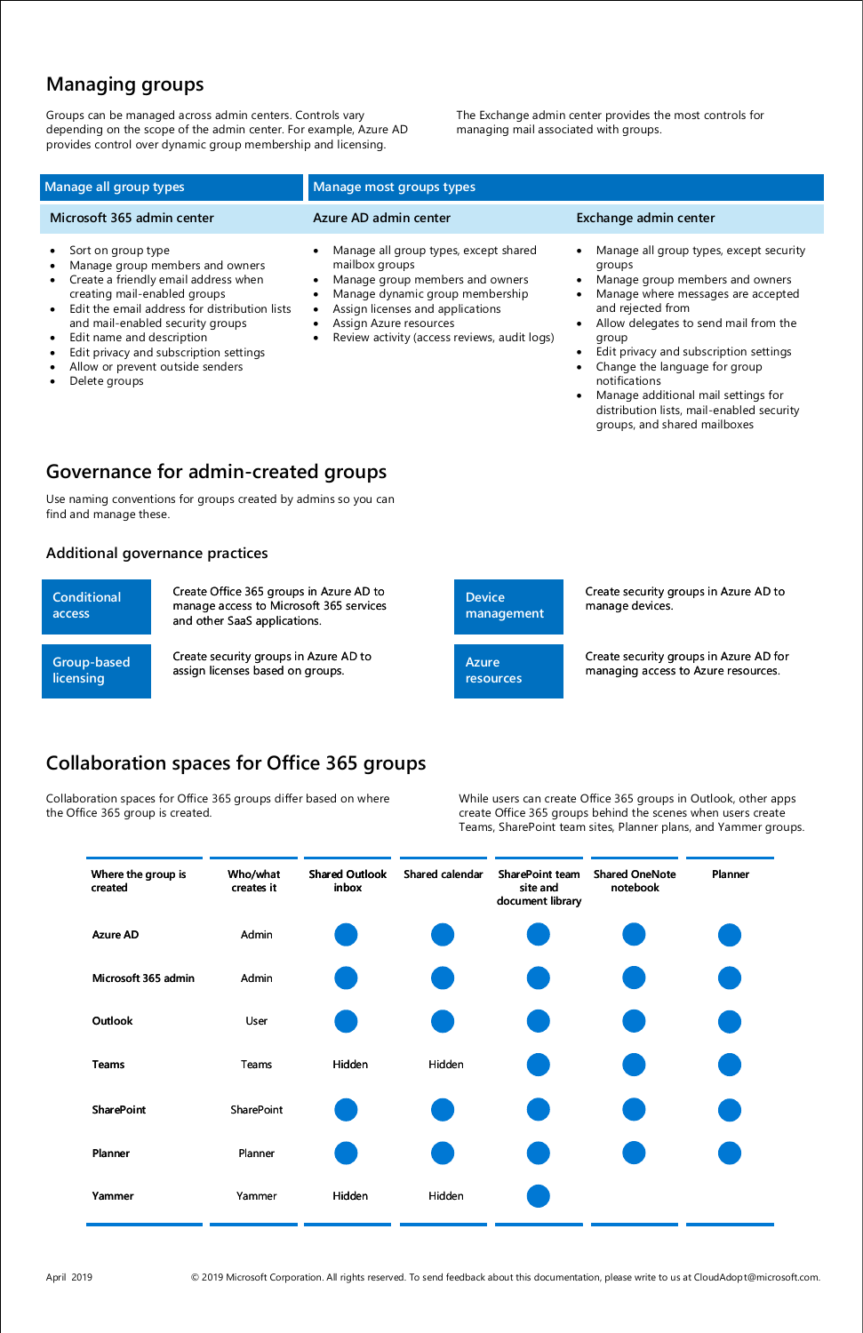## Managing groups

Groups can be managed across admin centers. Controls vary depending on the scope of the admin center. For example, Azure AD provides control over dynamic group membership and licensing.

The Exchange admin center provides the most controls for managing mail associated with groups.

| Manage all group types | Manage most groups types | |
|---|---|---|
| **Microsoft 365 admin center** | **Azure AD admin center** | **Exchange admin center** |
| • Sort on group type<br>• Manage group members and owners<br>• Create a friendly email address when creating mail-enabled groups<br>• Edit the email address for distribution lists and mail-enabled security groups<br>• Edit name and description<br>• Edit privacy and subscription settings<br>• Allow or prevent outside senders<br>• Delete groups | • Manage all group types, except shared mailbox groups<br>• Manage group members and owners<br>• Manage dynamic group membership<br>• Assign licenses and applications<br>• Assign Azure resources<br>• Review activity (access reviews, audit logs) | • Manage all group types, except security groups<br>• Manage group members and owners<br>• Manage where messages are accepted and rejected from<br>• Allow delegates to send mail from the group<br>• Edit privacy and subscription settings<br>• Change the language for group notifications<br>• Manage additional mail settings for distribution lists, mail-enabled security groups, and shared mailboxes |

## Governance for admin-created groups

Use naming conventions for groups created by admins so you can find and manage these.

### Additional governance practices

| | | | |
|---|---|---|---|
| **Conditional access** | Create Office 365 groups in Azure AD to manage access to Microsoft 365 services and other SaaS applications. | **Device management** | Create security groups in Azure AD to manage devices. |
| **Group-based licensing** | Create security groups in Azure AD to assign licenses based on groups. | **Azure resources** | Create security groups in Azure AD for managing access to Azure resources. |

## Collaboration spaces for Office 365 groups

Collaboration spaces for Office 365 groups differ based on where the Office 365 group is created.

While users can create Office 365 groups in Outlook, other apps create Office 365 groups behind the scenes when users create Teams, SharePoint team sites, Planner plans, and Yammer groups.

| Where the group is created | Who/what creates it | Shared Outlook inbox | Shared calendar | SharePoint team site and document library | Shared OneNote notebook | Planner |
|---|---|---|---|---|---|---|
| Azure AD | Admin | ● | ● | ● | ● | ● |
| Microsoft 365 admin | Admin | ● | ● | ● | ● | ● |
| Outlook | User | ● | ● | ● | ● | ● |
| Teams | Teams | Hidden | Hidden | ● | ● | ● |
| SharePoint | SharePoint | ● | ● | ● | ● | ● |
| Planner | Planner | ● | ● | ● | ● | ● |
| Yammer | Yammer | Hidden | Hidden | ● | | |

April 2019

© 2019 Microsoft Corporation. All rights reserved. To send feedback about this documentation, please write to us at CloudAdopt@microsoft.com.